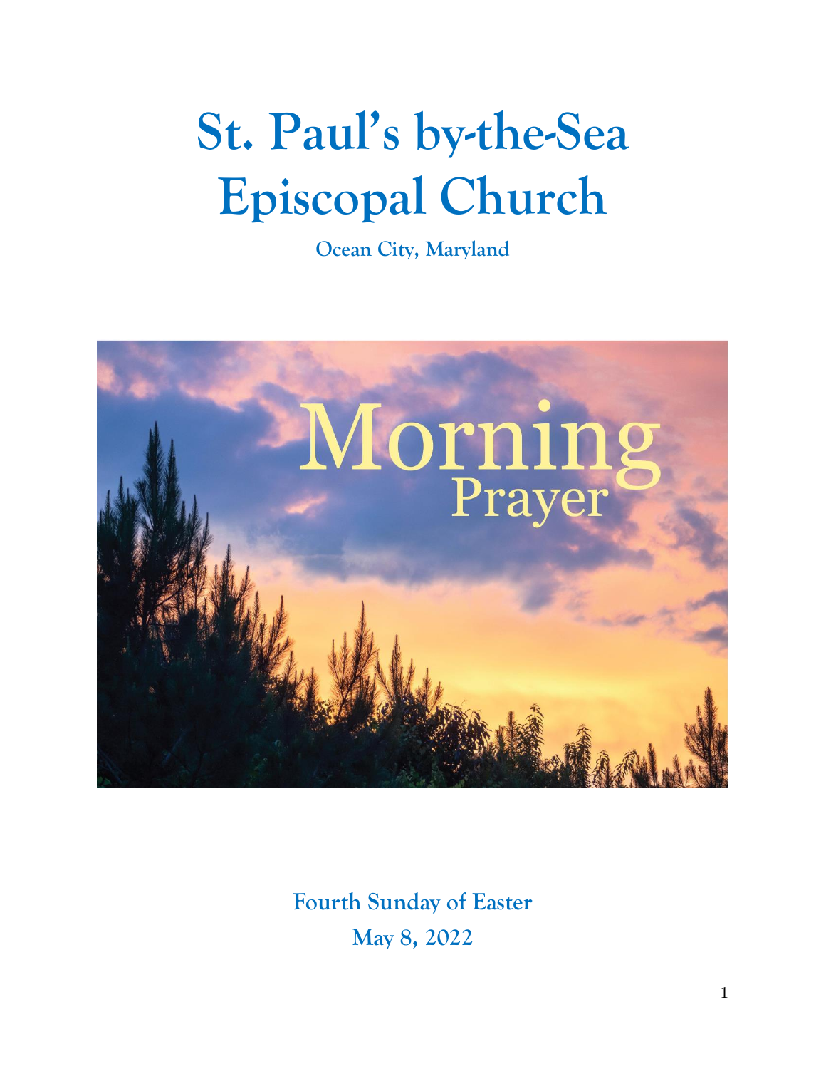# St. Paul's by-the-Sea Episcopal Church

Ocean City, Maryland

Morning Prayer

Fourth Sunday of Easter

May 8, 2022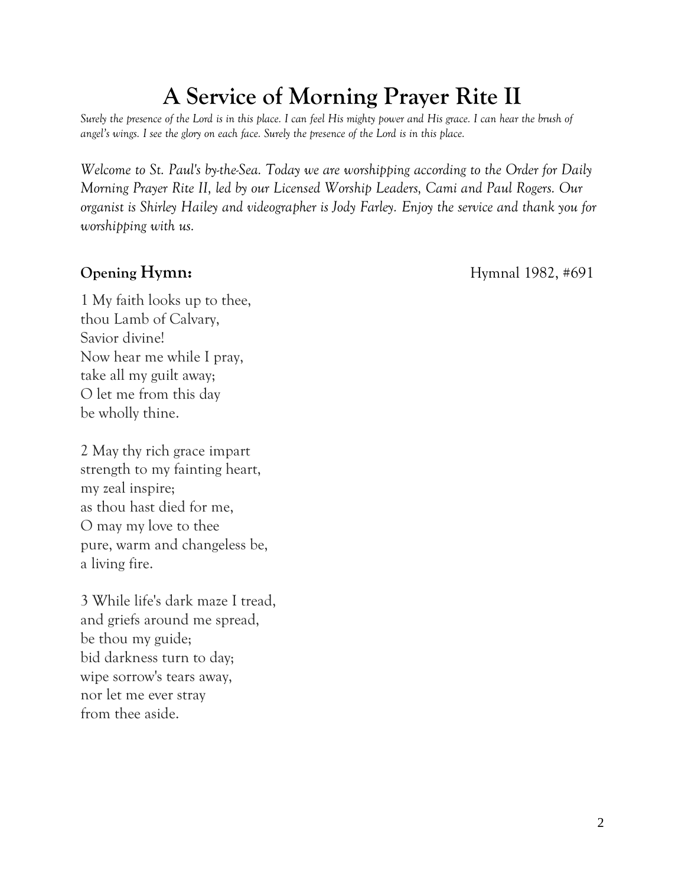# A Service of Morning Prayer Rite II

*Surely the presence of the Lord is in this place. I can feel His mighty power and His grace. I can hear the brush of angel's wings. I see the glory on each face. Surely the presence of the Lord is in this place.*

*Welcome to St. Paul's by-the-Sea. Today we are worshipping according to the Order for Daily Morning Prayer Rite II, led by our Licensed Worship Leaders, Cami and Paul Rogers. Our organist is Shirley Hailey and videographer is Jody Farley. Enjoy the service and thank you for worshipping with us.*

**Opening Hymn:** Hymnal 1982, #691

1 My faith looks up to thee,
thou Lamb of Calvary,
Savior divine!
Now hear me while I pray,
take all my guilt away;
O let me from this day
be wholly thine.

2 May thy rich grace impart
strength to my fainting heart,
my zeal inspire;
as thou hast died for me,
O may my love to thee
pure, warm and changeless be,
a living fire.

3 While life's dark maze I tread,
and griefs around me spread,
be thou my guide;
bid darkness turn to day;
wipe sorrow's tears away,
nor let me ever stray
from thee aside.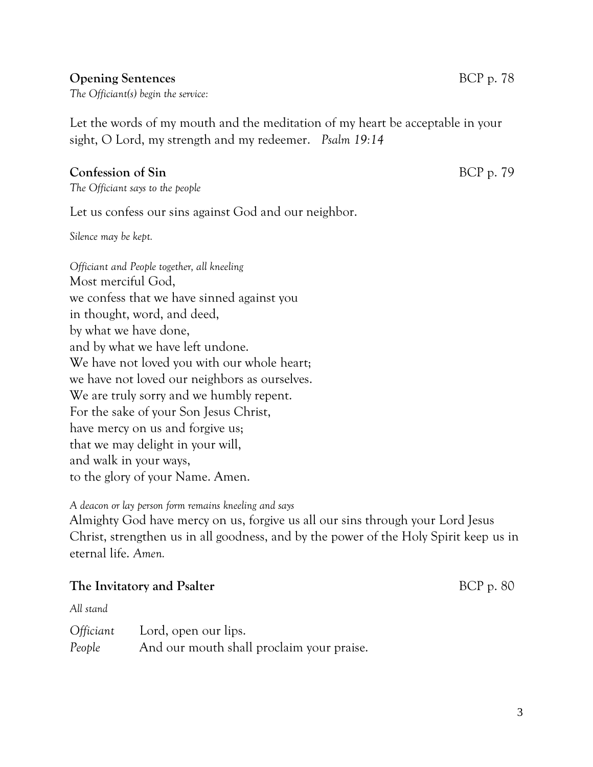**Opening Sentences** BCP p. 78

*The Officiant(s) begin the service:*

Let the words of my mouth and the meditation of my heart be acceptable in your sight, O Lord, my strength and my redeemer. *Psalm 19:14*

**Confession of Sin** BCP p. 79

*The Officiant says to the people*

Let us confess our sins against God and our neighbor.

*Silence may be kept.*

*Officiant and People together, all kneeling*

Most merciful God,
we confess that we have sinned against you
in thought, word, and deed,
by what we have done,
and by what we have left undone.
We have not loved you with our whole heart;
we have not loved our neighbors as ourselves.
We are truly sorry and we humbly repent.
For the sake of your Son Jesus Christ,
have mercy on us and forgive us;
that we may delight in your will,
and walk in your ways,
to the glory of your Name. Amen.

*A deacon or lay person form remains kneeling and says*

Almighty God have mercy on us, forgive us all our sins through your Lord Jesus Christ, strengthen us in all goodness, and by the power of the Holy Spirit keep us in eternal life. *Amen.*

**The Invitatory and Psalter** BCP p. 80

*All stand*

*Officiant* Lord, open our lips.
*People* And our mouth shall proclaim your praise.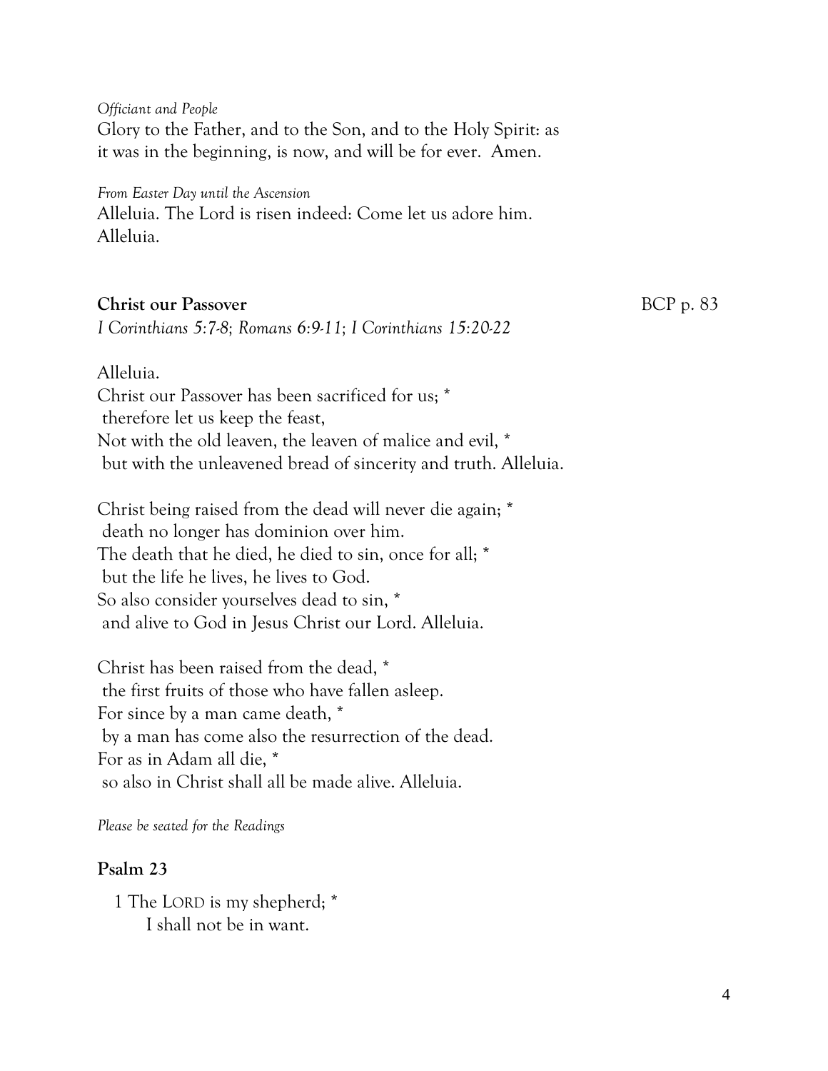*Officiant and People*
Glory to the Father, and to the Son, and to the Holy Spirit: as it was in the beginning, is now, and will be for ever. Amen.

*From Easter Day until the Ascension*
Alleluia. The Lord is risen indeed: Come let us adore him. Alleluia.

**Christ our Passover** BCP p. 83
*I Corinthians 5:7-8; Romans 6:9-11; I Corinthians 15:20-22*

Alleluia.
Christ our Passover has been sacrificed for us; *
 therefore let us keep the feast,
Not with the old leaven, the leaven of malice and evil, *
 but with the unleavened bread of sincerity and truth. Alleluia.

Christ being raised from the dead will never die again; *
 death no longer has dominion over him.
The death that he died, he died to sin, once for all; *
 but the life he lives, he lives to God.
So also consider yourselves dead to sin, *
 and alive to God in Jesus Christ our Lord. Alleluia.

Christ has been raised from the dead, *
 the first fruits of those who have fallen asleep.
For since by a man came death, *
 by a man has come also the resurrection of the dead.
For as in Adam all die, *
 so also in Christ shall all be made alive. Alleluia.

*Please be seated for the Readings*

**Psalm 23**

1 The LORD is my shepherd; *
  I shall not be in want.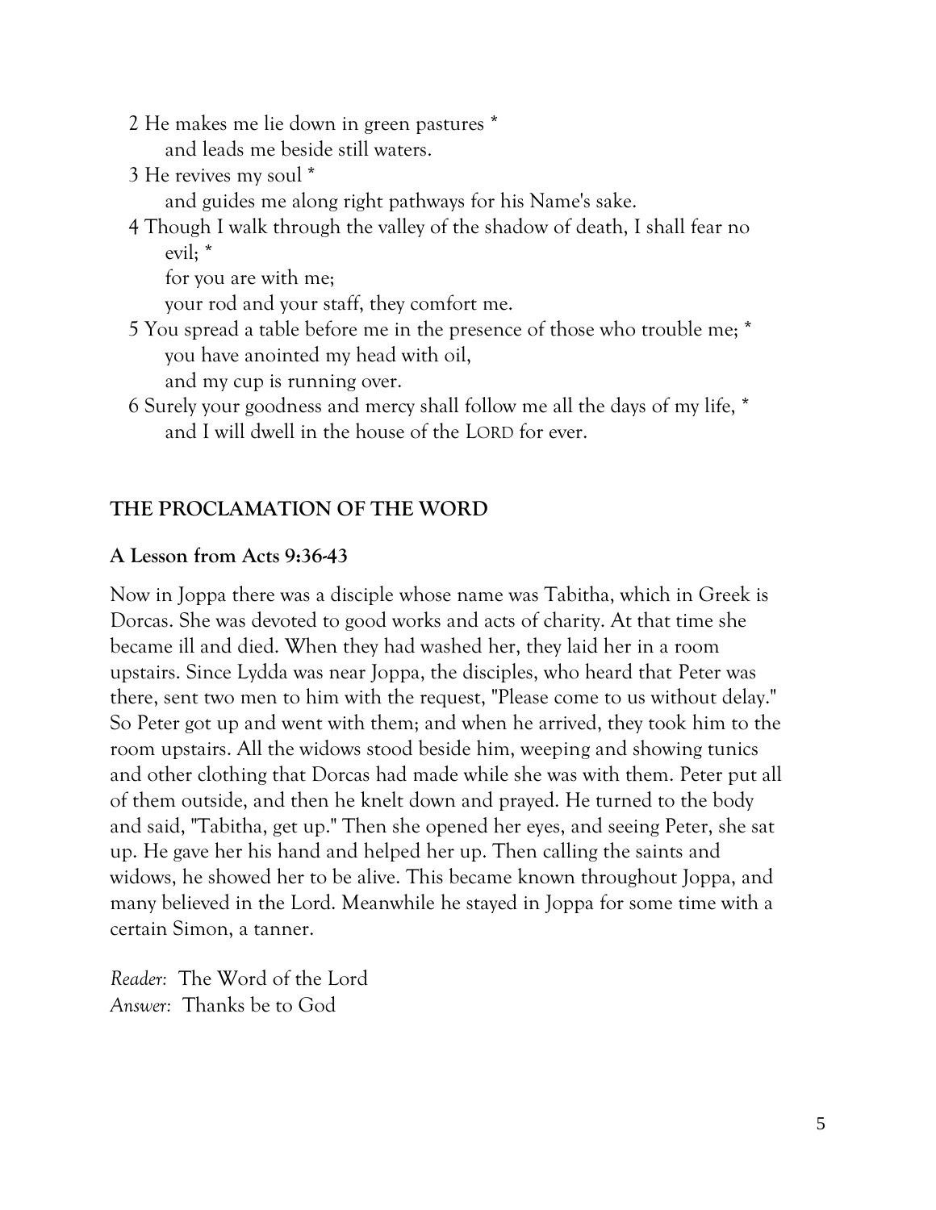2 He makes me lie down in green pastures *
 and leads me beside still waters.

3 He revives my soul *
 and guides me along right pathways for his Name's sake.

4 Though I walk through the valley of the shadow of death, I shall fear no evil; *
 for you are with me;
 your rod and your staff, they comfort me.

5 You spread a table before me in the presence of those who trouble me; *
 you have anointed my head with oil,
 and my cup is running over.

6 Surely your goodness and mercy shall follow me all the days of my life, *
 and I will dwell in the house of the LORD for ever.

## THE PROCLAMATION OF THE WORD

### A Lesson from Acts 9:36-43

Now in Joppa there was a disciple whose name was Tabitha, which in Greek is Dorcas. She was devoted to good works and acts of charity. At that time she became ill and died. When they had washed her, they laid her in a room upstairs. Since Lydda was near Joppa, the disciples, who heard that Peter was there, sent two men to him with the request, "Please come to us without delay." So Peter got up and went with them; and when he arrived, they took him to the room upstairs. All the widows stood beside him, weeping and showing tunics and other clothing that Dorcas had made while she was with them. Peter put all of them outside, and then he knelt down and prayed. He turned to the body and said, "Tabitha, get up." Then she opened her eyes, and seeing Peter, she sat up. He gave her his hand and helped her up. Then calling the saints and widows, he showed her to be alive. This became known throughout Joppa, and many believed in the Lord. Meanwhile he stayed in Joppa for some time with a certain Simon, a tanner.

*Reader*: The Word of the Lord
*Answer*: Thanks be to God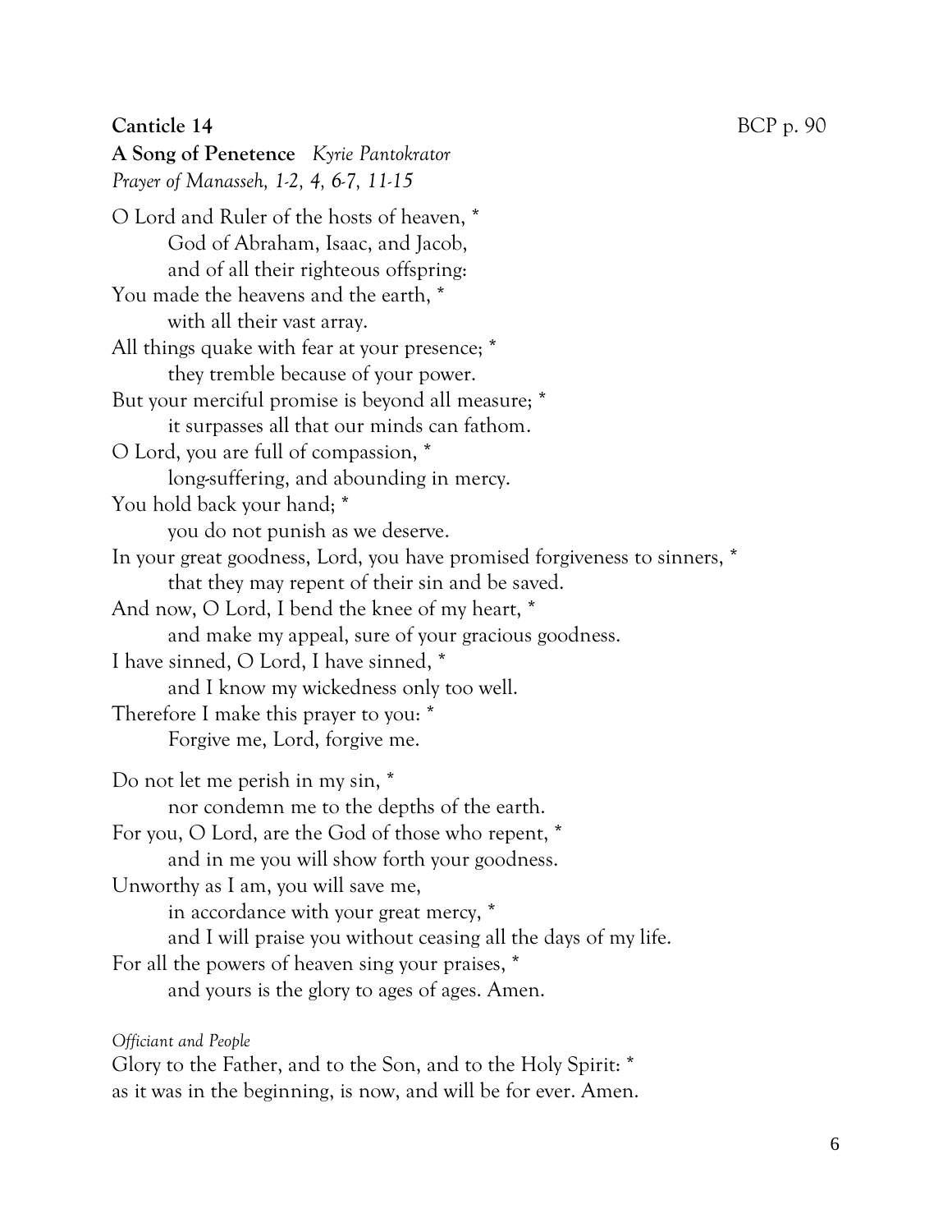**Canticle 14** BCP p. 90

**A Song of Penetence** *Kyrie Pantokrator*

*Prayer of Manasseh, 1-2, 4, 6-7, 11-15*

O Lord and Ruler of the hosts of heaven, *
&nbsp;&nbsp;&nbsp;&nbsp;&nbsp;&nbsp;&nbsp;&nbsp;God of Abraham, Isaac, and Jacob,
&nbsp;&nbsp;&nbsp;&nbsp;&nbsp;&nbsp;&nbsp;&nbsp;and of all their righteous offspring:
You made the heavens and the earth, *
&nbsp;&nbsp;&nbsp;&nbsp;&nbsp;&nbsp;&nbsp;&nbsp;with all their vast array.
All things quake with fear at your presence; *
&nbsp;&nbsp;&nbsp;&nbsp;&nbsp;&nbsp;&nbsp;&nbsp;they tremble because of your power.
But your merciful promise is beyond all measure; *
&nbsp;&nbsp;&nbsp;&nbsp;&nbsp;&nbsp;&nbsp;&nbsp;it surpasses all that our minds can fathom.
O Lord, you are full of compassion, *
&nbsp;&nbsp;&nbsp;&nbsp;&nbsp;&nbsp;&nbsp;&nbsp;long-suffering, and abounding in mercy.
You hold back your hand; *
&nbsp;&nbsp;&nbsp;&nbsp;&nbsp;&nbsp;&nbsp;&nbsp;you do not punish as we deserve.
In your great goodness, Lord, you have promised forgiveness to sinners, *
&nbsp;&nbsp;&nbsp;&nbsp;&nbsp;&nbsp;&nbsp;&nbsp;that they may repent of their sin and be saved.
And now, O Lord, I bend the knee of my heart, *
&nbsp;&nbsp;&nbsp;&nbsp;&nbsp;&nbsp;&nbsp;&nbsp;and make my appeal, sure of your gracious goodness.
I have sinned, O Lord, I have sinned, *
&nbsp;&nbsp;&nbsp;&nbsp;&nbsp;&nbsp;&nbsp;&nbsp;and I know my wickedness only too well.
Therefore I make this prayer to you: *
&nbsp;&nbsp;&nbsp;&nbsp;&nbsp;&nbsp;&nbsp;&nbsp;Forgive me, Lord, forgive me.

Do not let me perish in my sin, *
&nbsp;&nbsp;&nbsp;&nbsp;&nbsp;&nbsp;&nbsp;&nbsp;nor condemn me to the depths of the earth.
For you, O Lord, are the God of those who repent, *
&nbsp;&nbsp;&nbsp;&nbsp;&nbsp;&nbsp;&nbsp;&nbsp;and in me you will show forth your goodness.
Unworthy as I am, you will save me,
&nbsp;&nbsp;&nbsp;&nbsp;&nbsp;&nbsp;&nbsp;&nbsp;in accordance with your great mercy, *
&nbsp;&nbsp;&nbsp;&nbsp;&nbsp;&nbsp;&nbsp;&nbsp;and I will praise you without ceasing all the days of my life.
For all the powers of heaven sing your praises, *
&nbsp;&nbsp;&nbsp;&nbsp;&nbsp;&nbsp;&nbsp;&nbsp;and yours is the glory to ages of ages. Amen.

*Officiant and People*

Glory to the Father, and to the Son, and to the Holy Spirit: *
as it was in the beginning, is now, and will be for ever. Amen.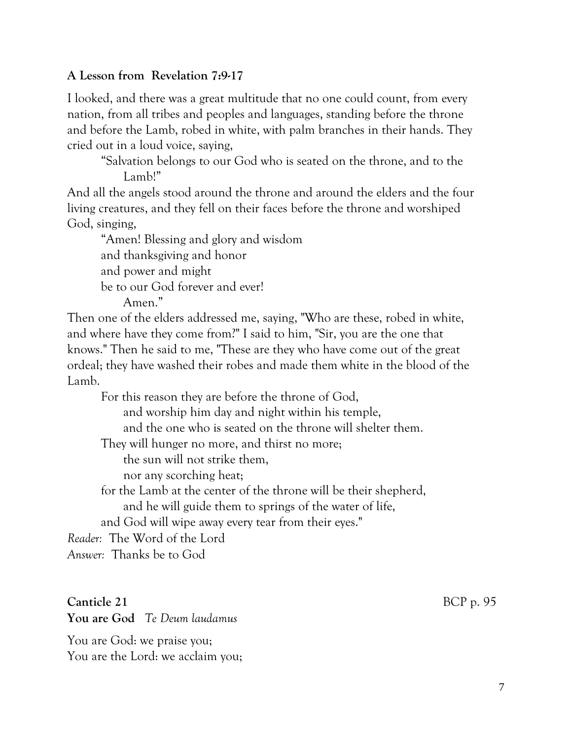**A Lesson from Revelation 7:9-17**

I looked, and there was a great multitude that no one could count, from every nation, from all tribes and peoples and languages, standing before the throne and before the Lamb, robed in white, with palm branches in their hands. They cried out in a loud voice, saying,

> "Salvation belongs to our God who is seated on the throne, and to the Lamb!"

And all the angels stood around the throne and around the elders and the four living creatures, and they fell on their faces before the throne and worshiped God, singing,

> "Amen! Blessing and glory and wisdom
> and thanksgiving and honor
> and power and might
> be to our God forever and ever!
> Amen."

Then one of the elders addressed me, saying, "Who are these, robed in white, and where have they come from?" I said to him, "Sir, you are the one that knows." Then he said to me, "These are they who have come out of the great ordeal; they have washed their robes and made them white in the blood of the Lamb.

> For this reason they are before the throne of God,
> and worship him day and night within his temple,
> and the one who is seated on the throne will shelter them.
> They will hunger no more, and thirst no more;
> the sun will not strike them,
> nor any scorching heat;
> for the Lamb at the center of the throne will be their shepherd,
> and he will guide them to springs of the water of life,
> and God will wipe away every tear from their eyes."

*Reader:* The Word of the Lord
*Answer:* Thanks be to God

**Canticle 21** BCP p. 95
**You are God** *Te Deum laudamus*

You are God: we praise you;
You are the Lord: we acclaim you;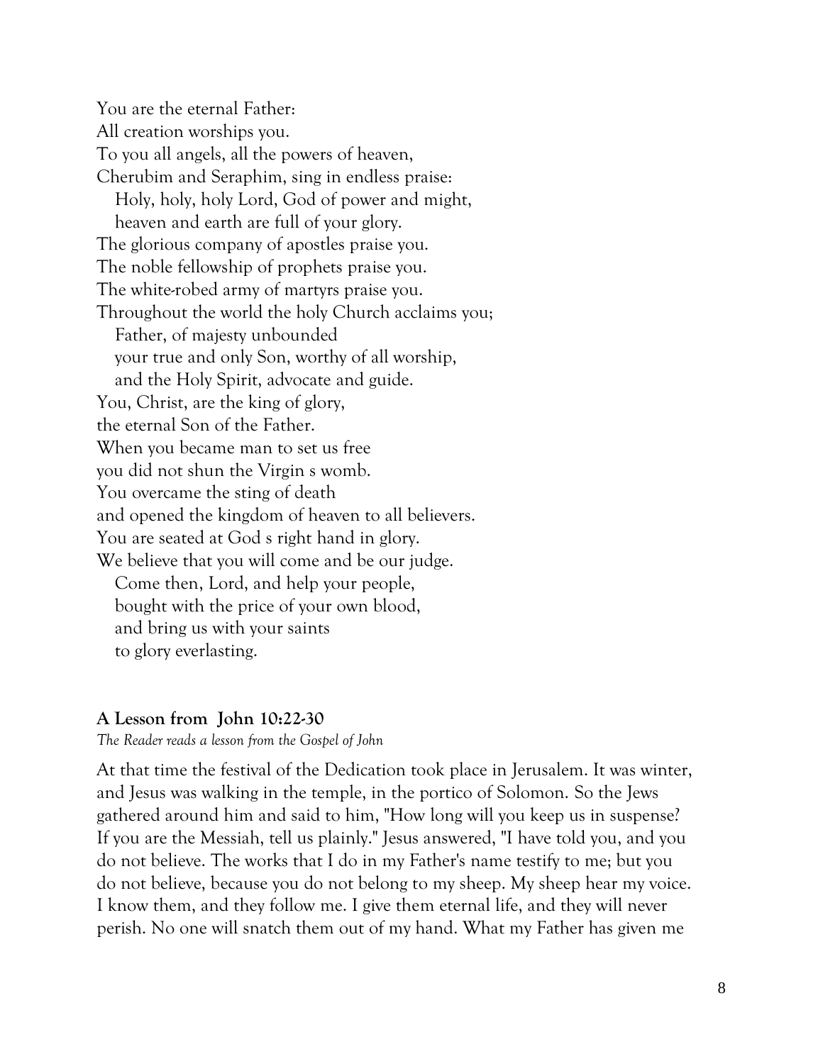You are the eternal Father:
All creation worships you.
To you all angels, all the powers of heaven,
Cherubim and Seraphim, sing in endless praise:
   Holy, holy, holy Lord, God of power and might,
   heaven and earth are full of your glory.
The glorious company of apostles praise you.
The noble fellowship of prophets praise you.
The white-robed army of martyrs praise you.
Throughout the world the holy Church acclaims you;
   Father, of majesty unbounded
   your true and only Son, worthy of all worship,
   and the Holy Spirit, advocate and guide.
You, Christ, are the king of glory,
the eternal Son of the Father.
When you became man to set us free
you did not shun the Virgin s womb.
You overcame the sting of death
and opened the kingdom of heaven to all believers.
You are seated at God s right hand in glory.
We believe that you will come and be our judge.
   Come then, Lord, and help your people,
   bought with the price of your own blood,
   and bring us with your saints
   to glory everlasting.

**A Lesson from John 10:22-30**

*The Reader reads a lesson from the Gospel of John*

At that time the festival of the Dedication took place in Jerusalem. It was winter, and Jesus was walking in the temple, in the portico of Solomon. So the Jews gathered around him and said to him, "How long will you keep us in suspense? If you are the Messiah, tell us plainly." Jesus answered, "I have told you, and you do not believe. The works that I do in my Father's name testify to me; but you do not believe, because you do not belong to my sheep. My sheep hear my voice. I know them, and they follow me. I give them eternal life, and they will never perish. No one will snatch them out of my hand. What my Father has given me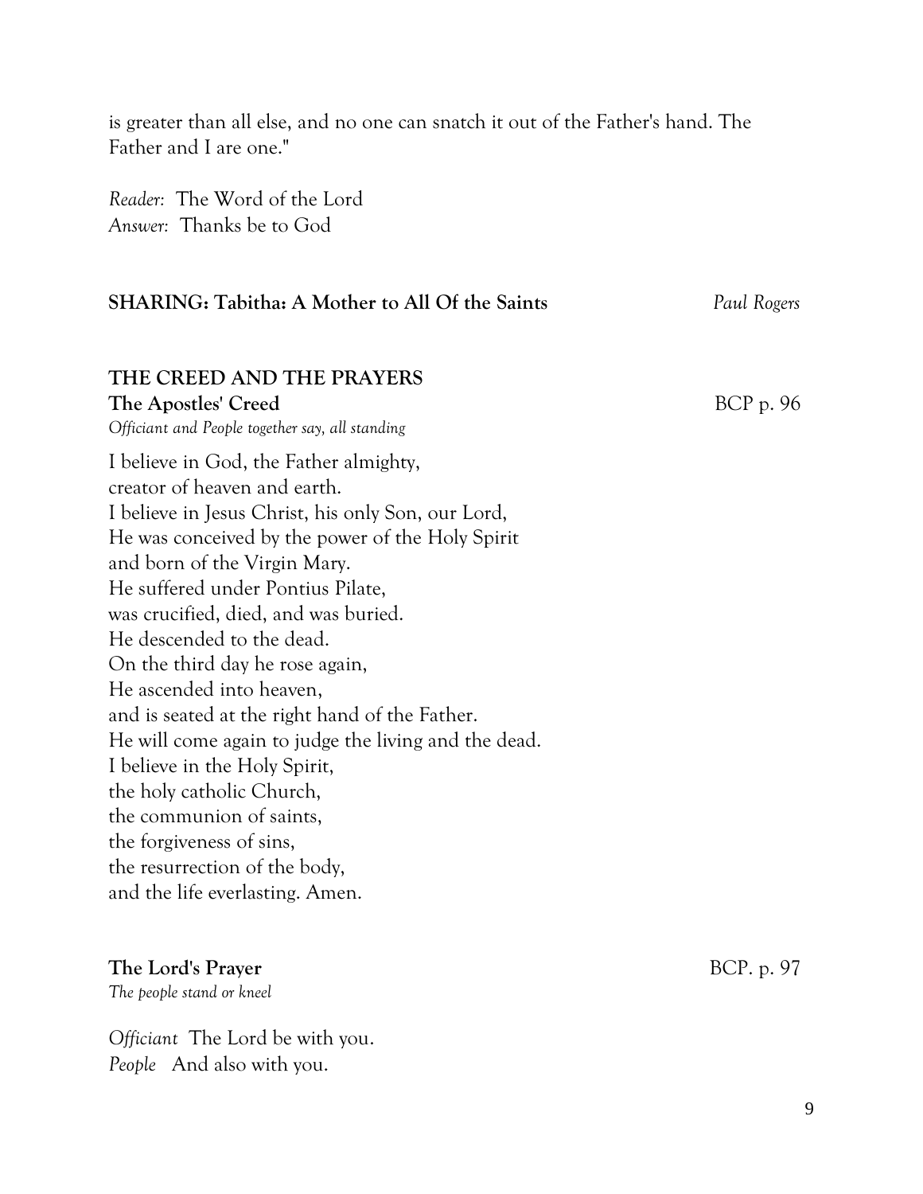is greater than all else, and no one can snatch it out of the Father's hand. The Father and I are one."

*Reader:* The Word of the Lord
*Answer:* Thanks be to God

**SHARING: Tabitha: A Mother to All Of the Saints** *Paul Rogers*

## THE CREED AND THE PRAYERS

**The Apostles' Creed** BCP p. 96

*Officiant and People together say, all standing*

I believe in God, the Father almighty,
creator of heaven and earth.
I believe in Jesus Christ, his only Son, our Lord,
He was conceived by the power of the Holy Spirit
and born of the Virgin Mary.
He suffered under Pontius Pilate,
was crucified, died, and was buried.
He descended to the dead.
On the third day he rose again,
He ascended into heaven,
and is seated at the right hand of the Father.
He will come again to judge the living and the dead.
I believe in the Holy Spirit,
the holy catholic Church,
the communion of saints,
the forgiveness of sins,
the resurrection of the body,
and the life everlasting. Amen.

**The Lord's Prayer** BCP. p. 97

*The people stand or kneel*

*Officiant* The Lord be with you.
*People* And also with you.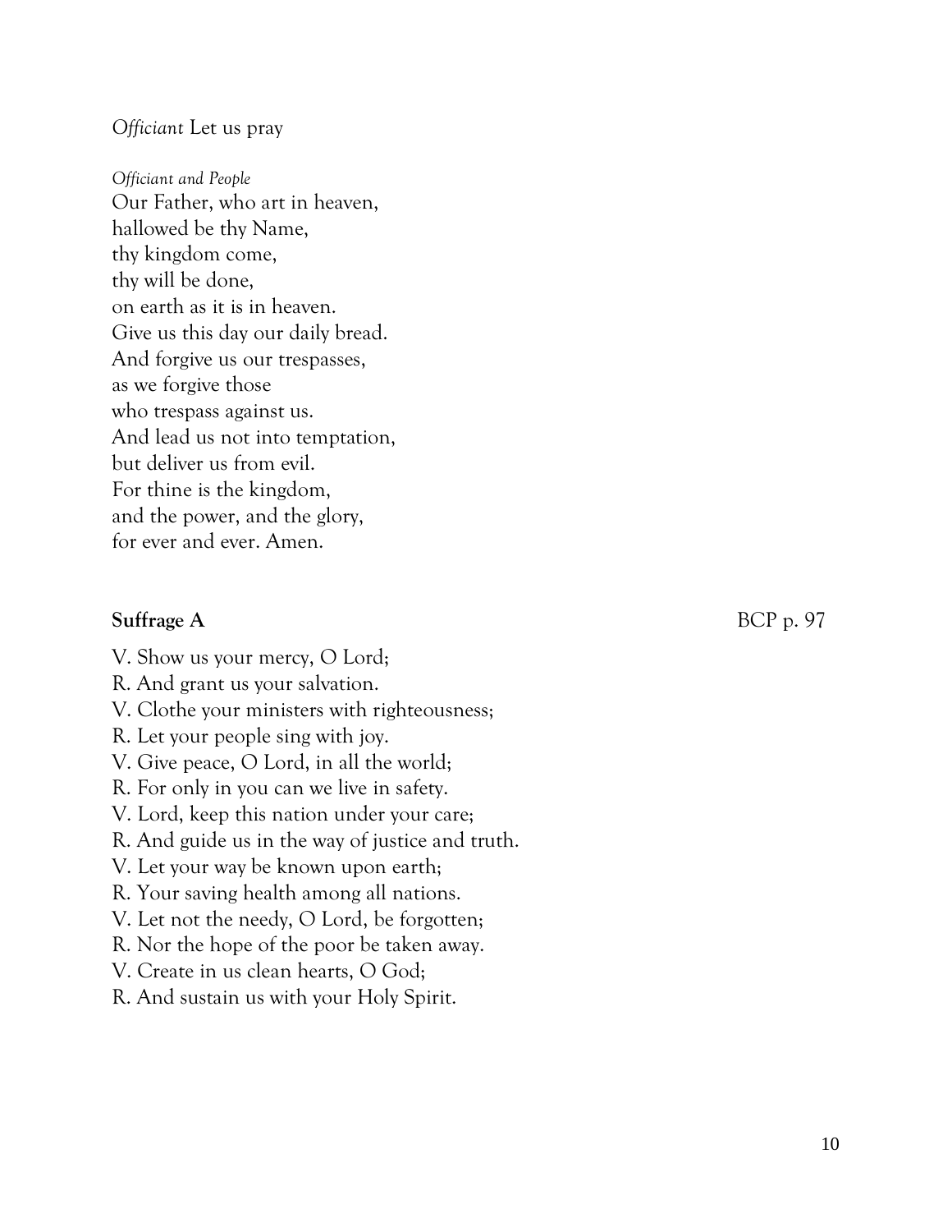*Officiant* Let us pray

*Officiant and People*
Our Father, who art in heaven,
hallowed be thy Name,
thy kingdom come,
thy will be done,
on earth as it is in heaven.
Give us this day our daily bread.
And forgive us our trespasses,
as we forgive those
who trespass against us.
And lead us not into temptation,
but deliver us from evil.
For thine is the kingdom,
and the power, and the glory,
for ever and ever. Amen.

**Suffrage A** BCP p. 97

V. Show us your mercy, O Lord;
R. And grant us your salvation.
V. Clothe your ministers with righteousness;
R. Let your people sing with joy.
V. Give peace, O Lord, in all the world;
R. For only in you can we live in safety.
V. Lord, keep this nation under your care;
R. And guide us in the way of justice and truth.
V. Let your way be known upon earth;
R. Your saving health among all nations.
V. Let not the needy, O Lord, be forgotten;
R. Nor the hope of the poor be taken away.
V. Create in us clean hearts, O God;
R. And sustain us with your Holy Spirit.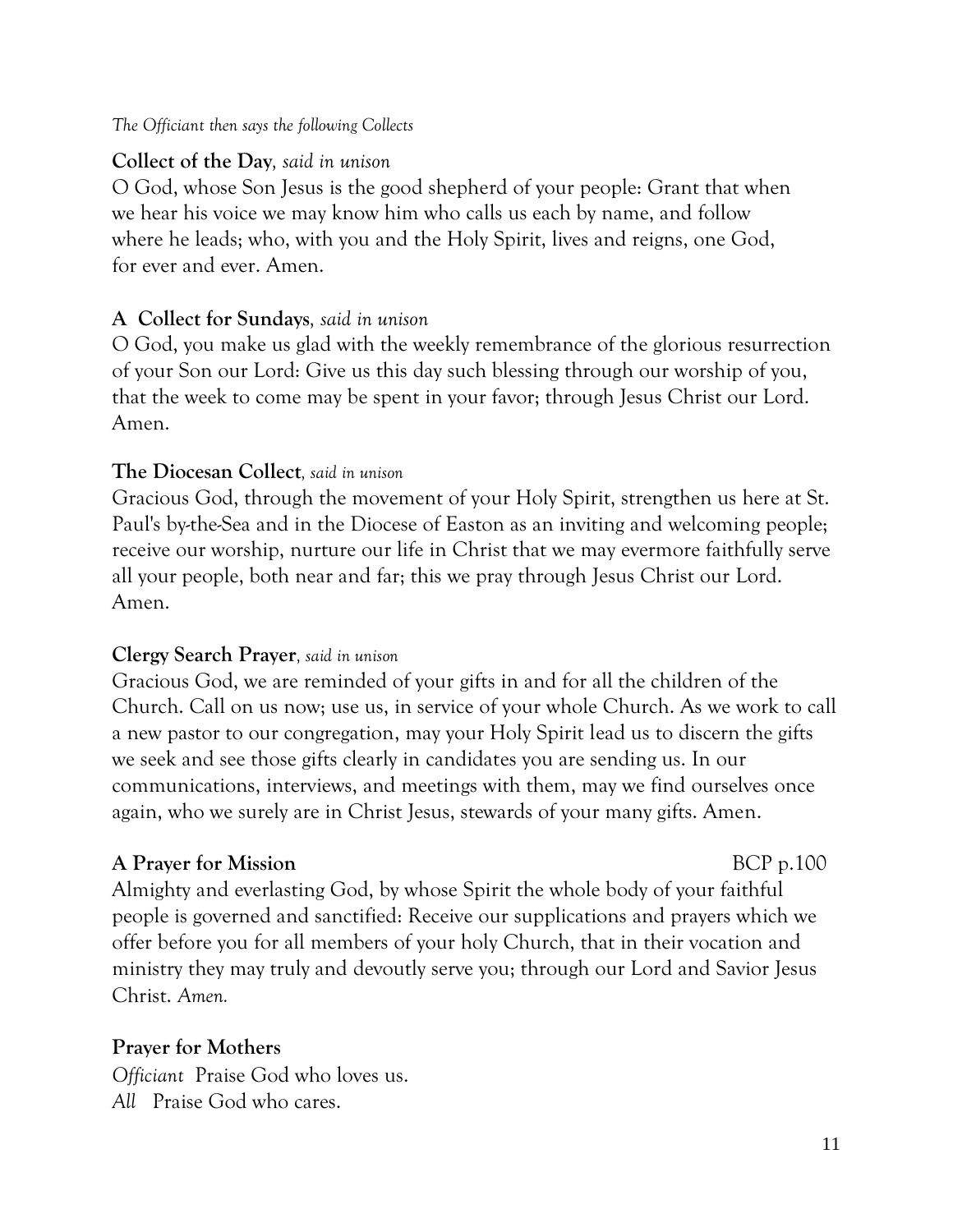*The Officiant then says the following Collects*

**Collect of the Day**, *said in unison*
O God, whose Son Jesus is the good shepherd of your people: Grant that when we hear his voice we may know him who calls us each by name, and follow where he leads; who, with you and the Holy Spirit, lives and reigns, one God, for ever and ever. Amen.

**A Collect for Sundays**, *said in unison*
O God, you make us glad with the weekly remembrance of the glorious resurrection of your Son our Lord: Give us this day such blessing through our worship of you, that the week to come may be spent in your favor; through Jesus Christ our Lord. Amen.

**The Diocesan Collect**, *said in unison*
Gracious God, through the movement of your Holy Spirit, strengthen us here at St. Paul's by-the-Sea and in the Diocese of Easton as an inviting and welcoming people; receive our worship, nurture our life in Christ that we may evermore faithfully serve all your people, both near and far; this we pray through Jesus Christ our Lord. Amen.

**Clergy Search Prayer**, *said in unison*
Gracious God, we are reminded of your gifts in and for all the children of the Church. Call on us now; use us, in service of your whole Church. As we work to call a new pastor to our congregation, may your Holy Spirit lead us to discern the gifts we seek and see those gifts clearly in candidates you are sending us. In our communications, interviews, and meetings with them, may we find ourselves once again, who we surely are in Christ Jesus, stewards of your many gifts. Amen.

**A Prayer for Mission** BCP p.100
Almighty and everlasting God, by whose Spirit the whole body of your faithful people is governed and sanctified: Receive our supplications and prayers which we offer before you for all members of your holy Church, that in their vocation and ministry they may truly and devoutly serve you; through our Lord and Savior Jesus Christ. *Amen.*

**Prayer for Mothers**
*Officiant* Praise God who loves us.
*All* Praise God who cares.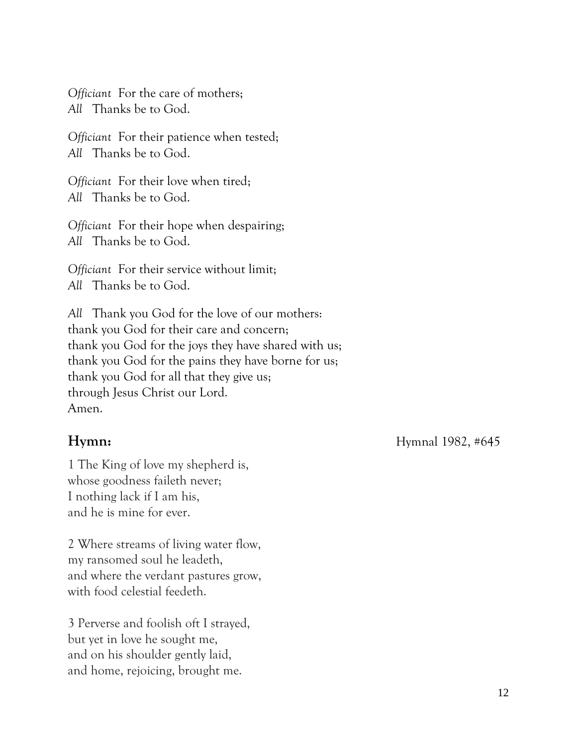*Officiant* For the care of mothers;
*All* Thanks be to God.

*Officiant* For their patience when tested;
*All* Thanks be to God.

*Officiant* For their love when tired;
*All* Thanks be to God.

*Officiant* For their hope when despairing;
*All* Thanks be to God.

*Officiant* For their service without limit;
*All* Thanks be to God.

*All* Thank you God for the love of our mothers:
thank you God for their care and concern;
thank you God for the joys they have shared with us;
thank you God for the pains they have borne for us;
thank you God for all that they give us;
through Jesus Christ our Lord.
Amen.

**Hymn:** Hymnal 1982, #645

1 The King of love my shepherd is,
whose goodness faileth never;
I nothing lack if I am his,
and he is mine for ever.

2 Where streams of living water flow,
my ransomed soul he leadeth,
and where the verdant pastures grow,
with food celestial feedeth.

3 Perverse and foolish oft I strayed,
but yet in love he sought me,
and on his shoulder gently laid,
and home, rejoicing, brought me.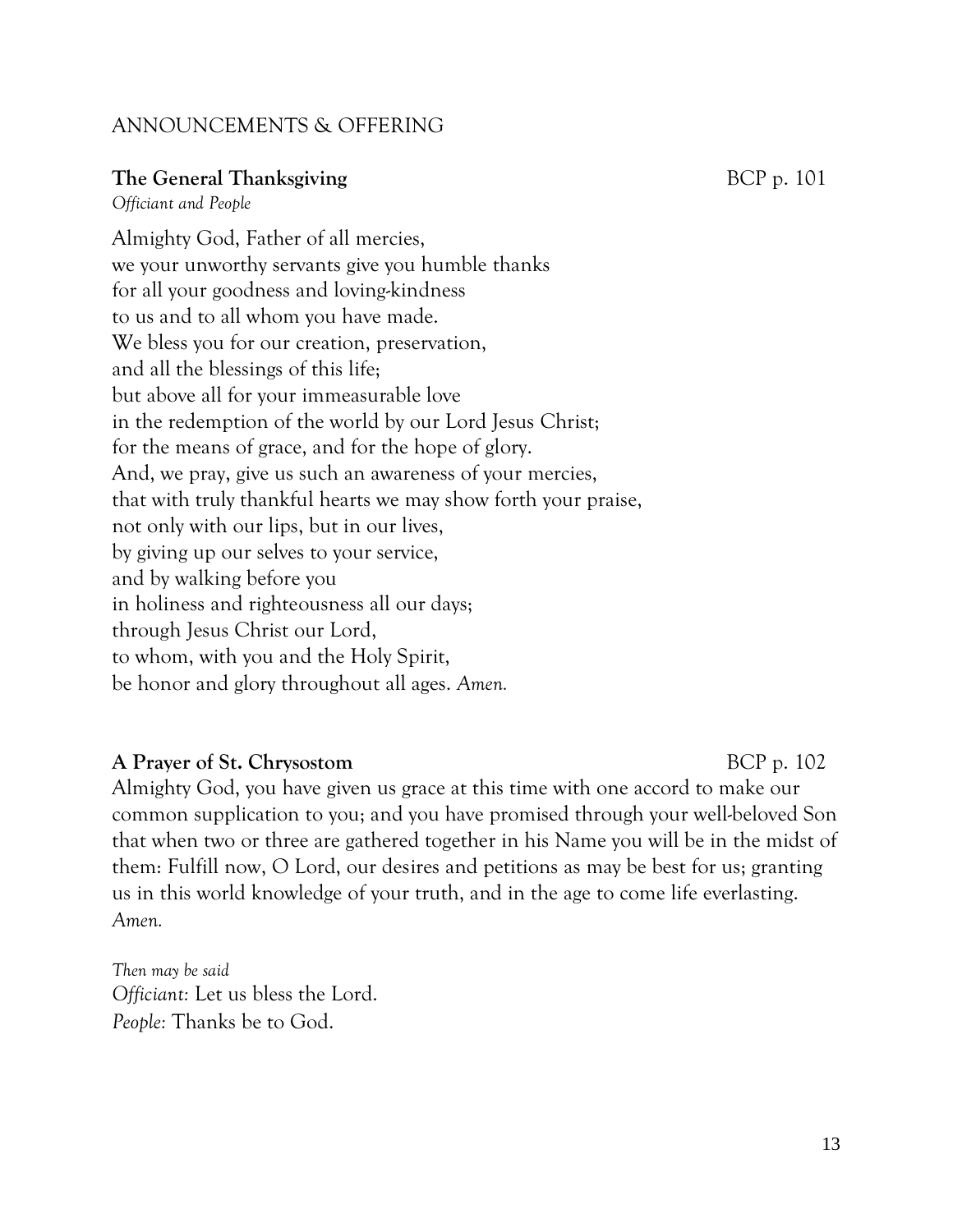ANNOUNCEMENTS & OFFERING

**The General Thanksgiving** BCP p. 101

*Officiant and People*

Almighty God, Father of all mercies,
we your unworthy servants give you humble thanks
for all your goodness and loving-kindness
to us and to all whom you have made.
We bless you for our creation, preservation,
and all the blessings of this life;
but above all for your immeasurable love
in the redemption of the world by our Lord Jesus Christ;
for the means of grace, and for the hope of glory.
And, we pray, give us such an awareness of your mercies,
that with truly thankful hearts we may show forth your praise,
not only with our lips, but in our lives,
by giving up our selves to your service,
and by walking before you
in holiness and righteousness all our days;
through Jesus Christ our Lord,
to whom, with you and the Holy Spirit,
be honor and glory throughout all ages. *Amen.*

**A Prayer of St. Chrysostom** BCP p. 102

Almighty God, you have given us grace at this time with one accord to make our common supplication to you; and you have promised through your well-beloved Son that when two or three are gathered together in his Name you will be in the midst of them: Fulfill now, O Lord, our desires and petitions as may be best for us; granting us in this world knowledge of your truth, and in the age to come life everlasting. *Amen.*

*Then may be said*
*Officiant:* Let us bless the Lord.
*People:* Thanks be to God.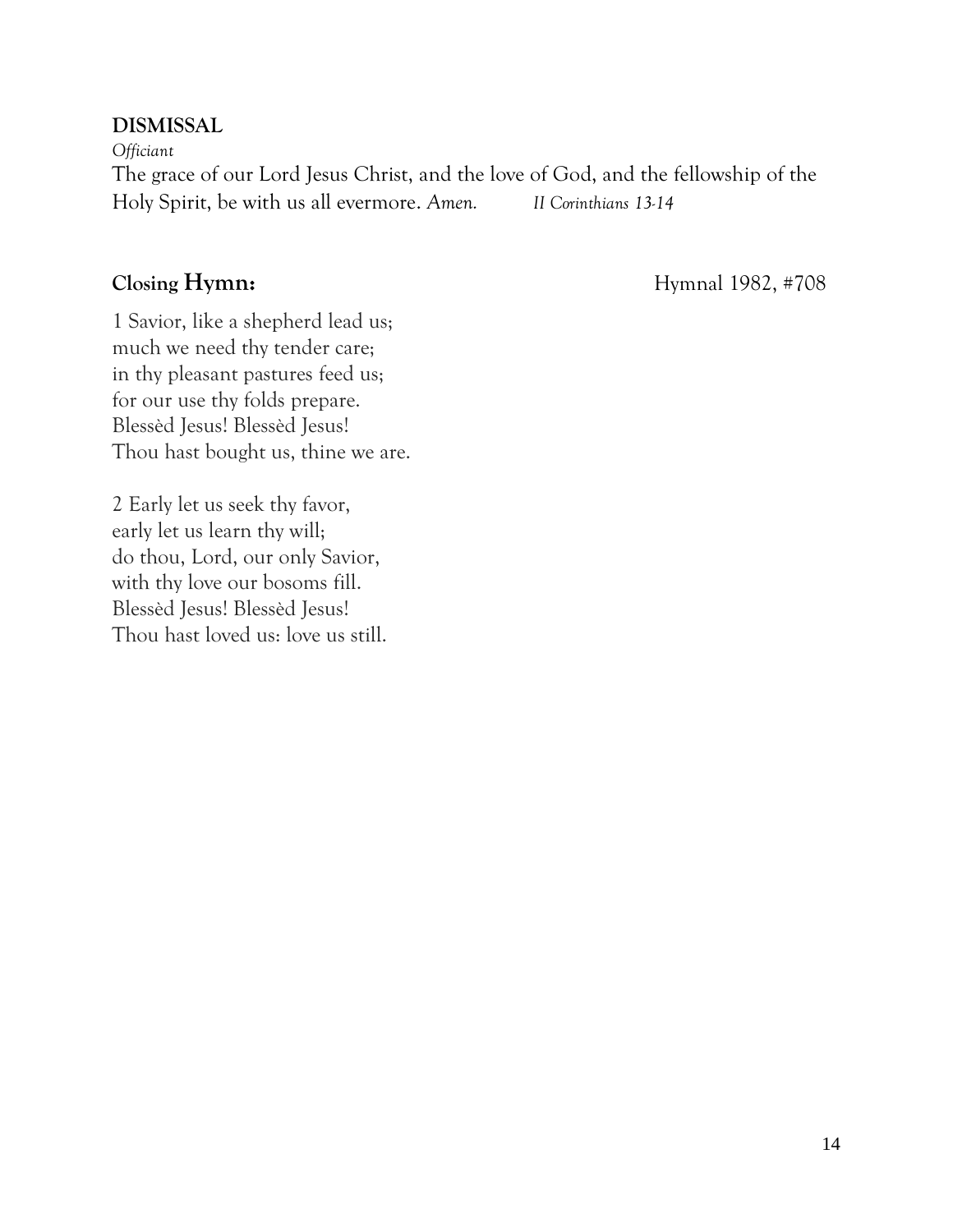**DISMISSAL**

*Officiant*

The grace of our Lord Jesus Christ, and the love of God, and the fellowship of the Holy Spirit, be with us all evermore. *Amen.* *II Corinthians 13-14*

**Closing Hymn:** Hymnal 1982, #708

1 Savior, like a shepherd lead us;  
much we need thy tender care;  
in thy pleasant pastures feed us;  
for our use thy folds prepare.  
Blessèd Jesus! Blessèd Jesus!  
Thou hast bought us, thine we are.

2 Early let us seek thy favor,  
early let us learn thy will;  
do thou, Lord, our only Savior,  
with thy love our bosoms fill.  
Blessèd Jesus! Blessèd Jesus!  
Thou hast loved us: love us still.